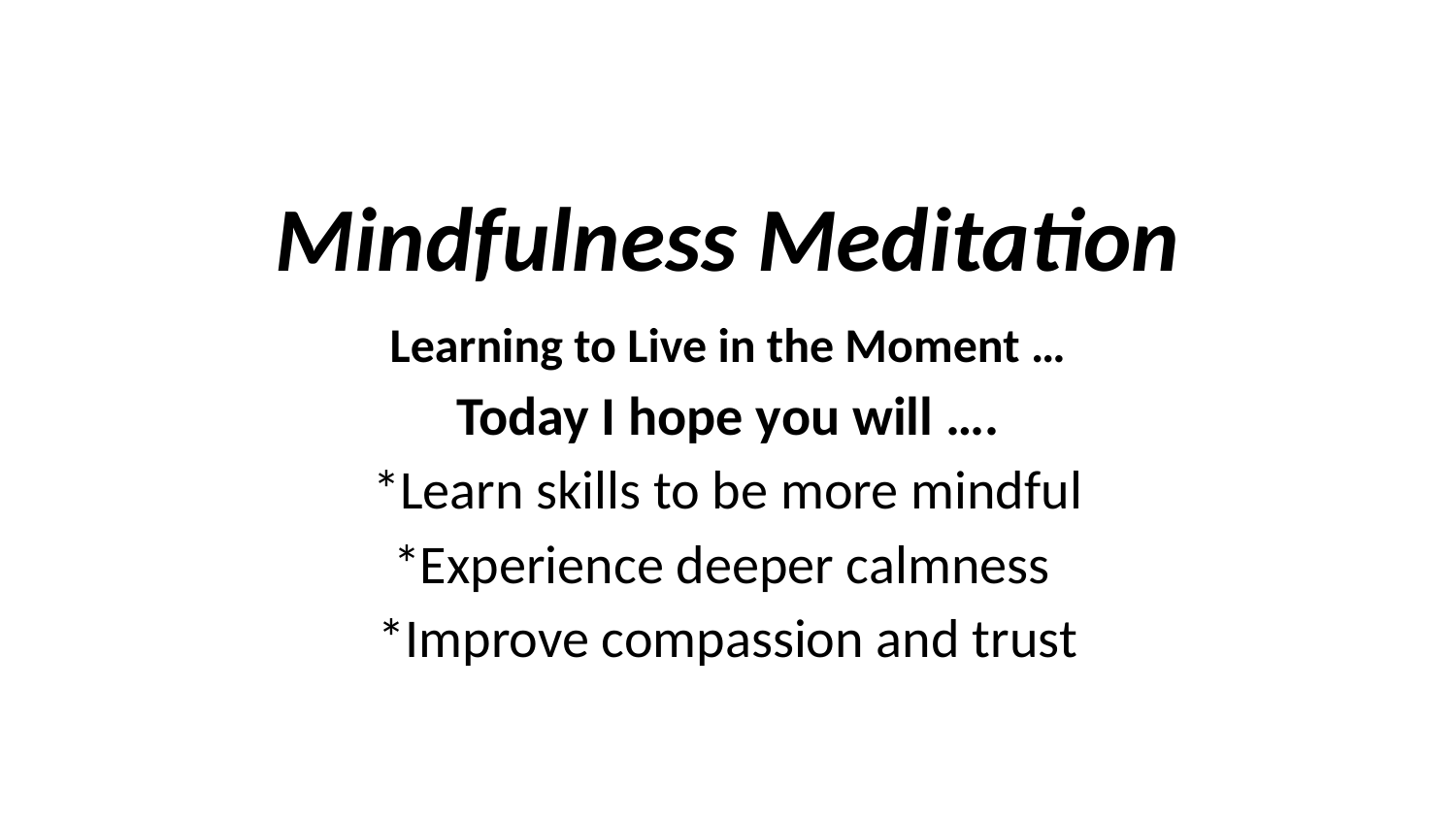# *Mindfulness Meditation*

**Learning to Live in the Moment …**

**Today I hope you will ….**

*Learn skills to be more mindful

*Experience deeper calmness

*Improve compassion and trust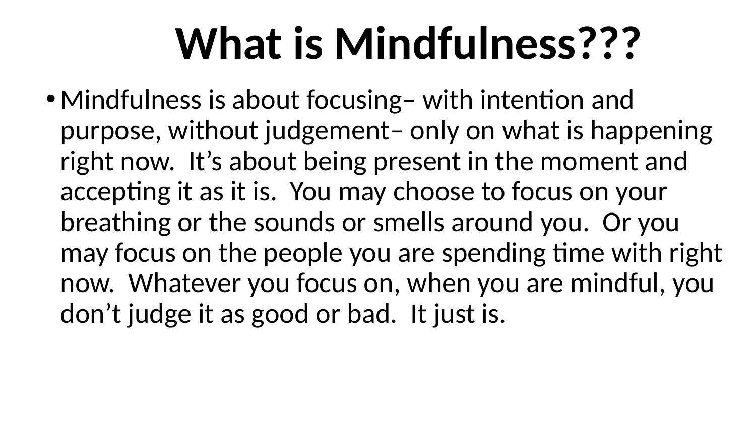# What is Mindfulness???

- Mindfulness is about focusing– with intention and purpose, without judgement– only on what is happening right now. It's about being present in the moment and accepting it as it is. You may choose to focus on your breathing or the sounds or smells around you. Or you may focus on the people you are spending time with right now. Whatever you focus on, when you are mindful, you don't judge it as good or bad. It just is.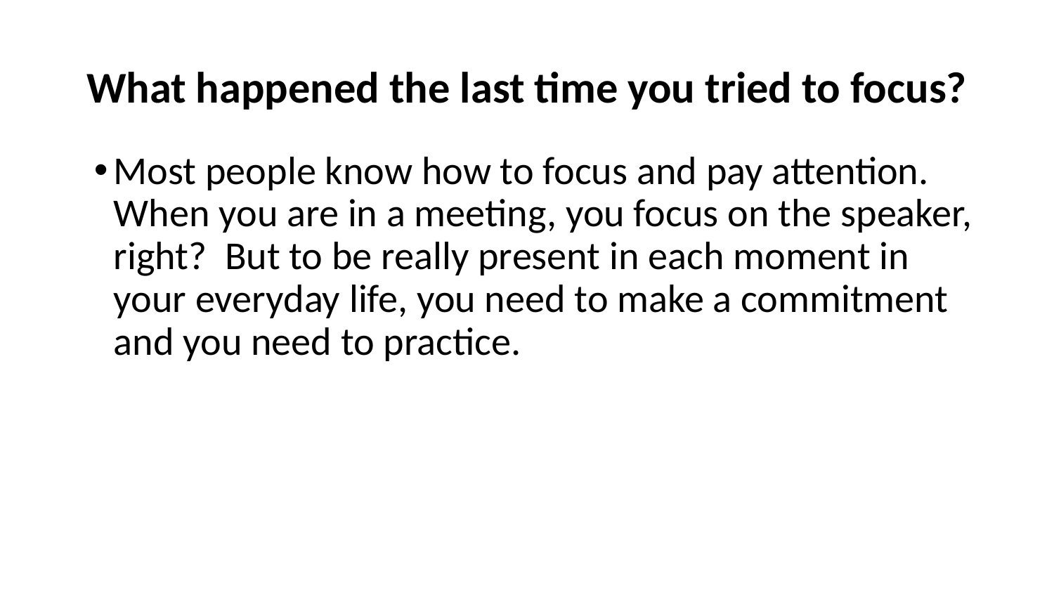## What happened the last time you tried to focus?

- Most people know how to focus and pay attention. When you are in a meeting, you focus on the speaker, right? But to be really present in each moment in your everyday life, you need to make a commitment and you need to practice.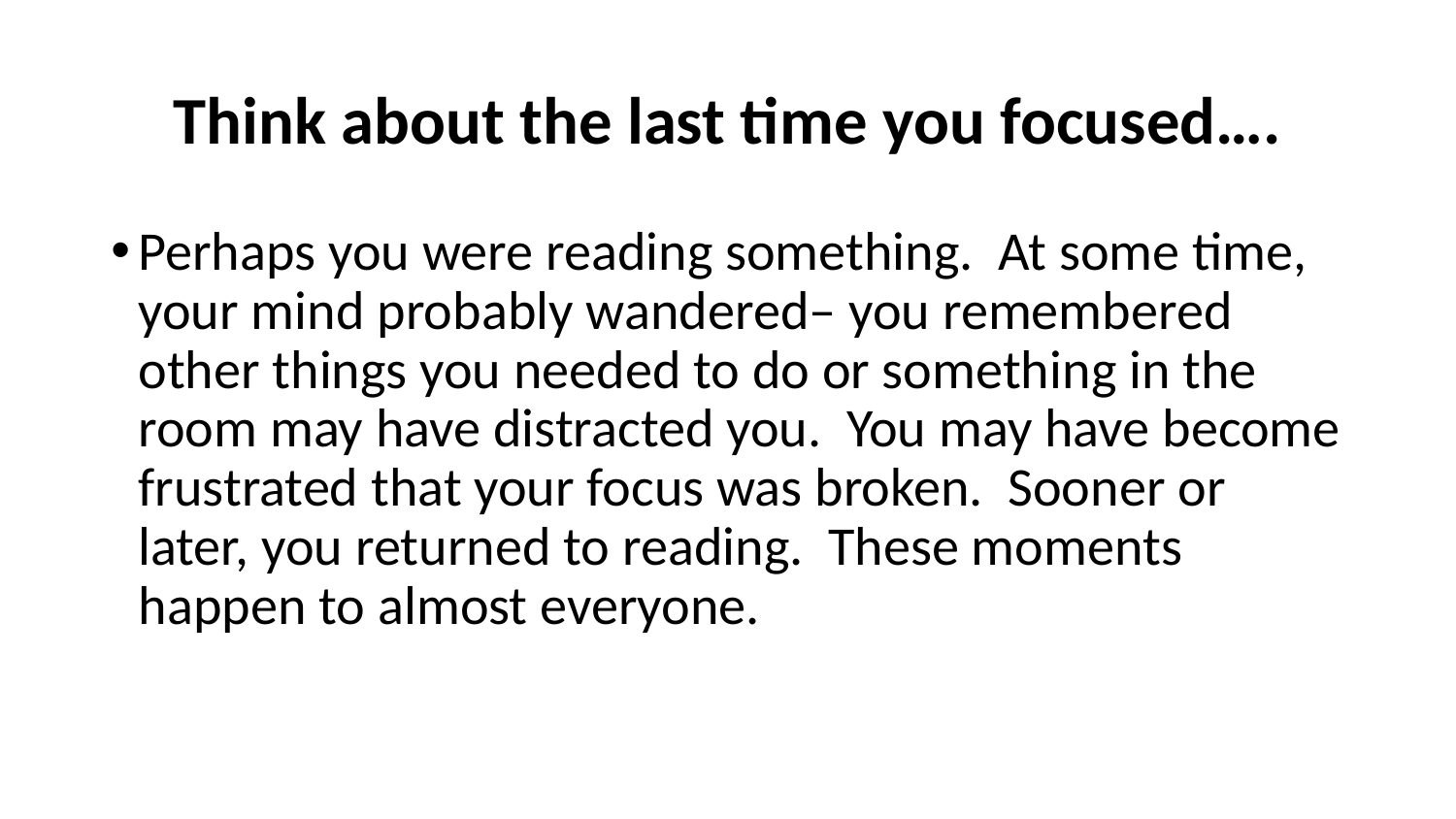# Think about the last time you focused….

- Perhaps you were reading something.  At some time, your mind probably wandered– you remembered other things you needed to do or something in the room may have distracted you.  You may have become frustrated that your focus was broken.  Sooner or later, you returned to reading.  These moments happen to almost everyone.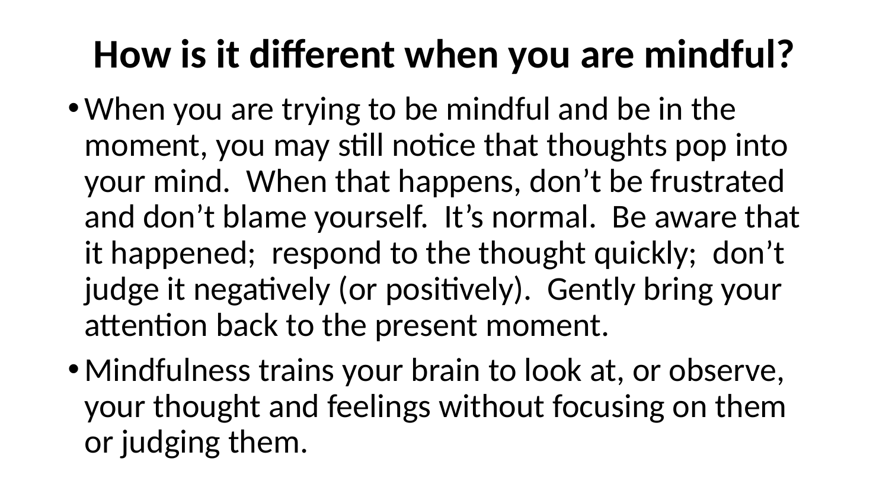# How is it different when you are mindful?

- When you are trying to be mindful and be in the moment, you may still notice that thoughts pop into your mind. When that happens, don't be frustrated and don't blame yourself. It's normal. Be aware that it happened; respond to the thought quickly; don't judge it negatively (or positively). Gently bring your attention back to the present moment.
- Mindfulness trains your brain to look at, or observe, your thought and feelings without focusing on them or judging them.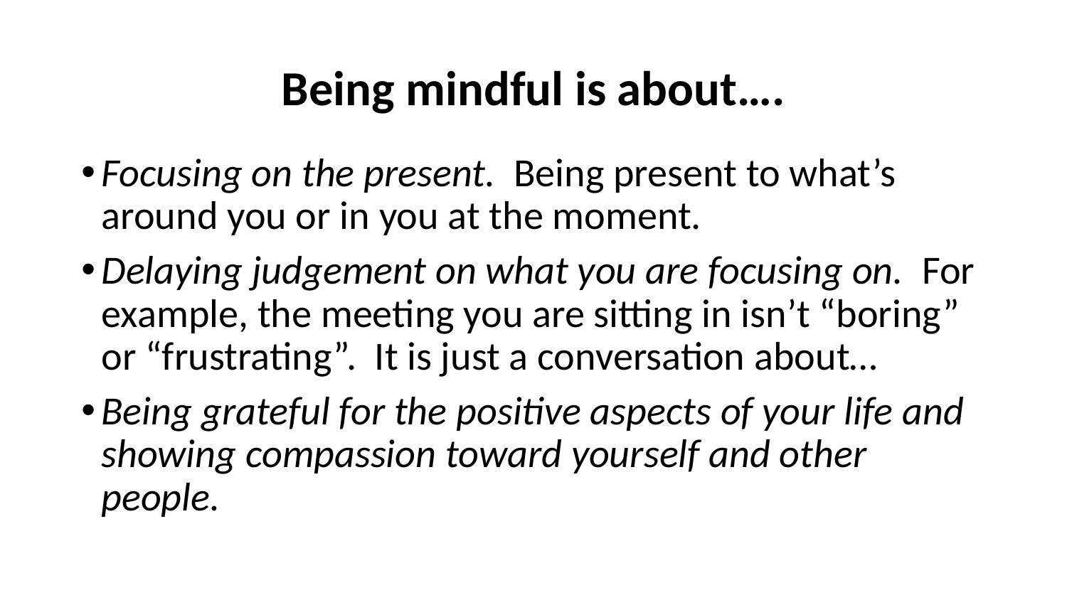# Being mindful is about….

- *Focusing on the present.* Being present to what's around you or in you at the moment.
- *Delaying judgement on what you are focusing on.* For example, the meeting you are sitting in isn't "boring" or "frustrating". It is just a conversation about…
- *Being grateful for the positive aspects of your life and showing compassion toward yourself and other people.*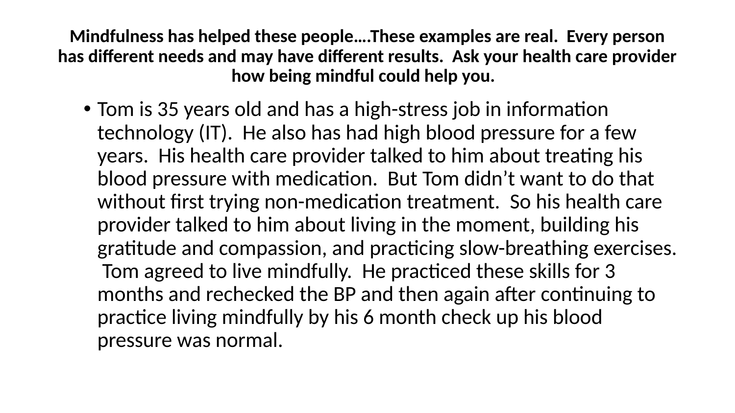**Mindfulness has helped these people….These examples are real. Every person has different needs and may have different results. Ask your health care provider how being mindful could help you.**

- Tom is 35 years old and has a high-stress job in information technology (IT). He also has had high blood pressure for a few years. His health care provider talked to him about treating his blood pressure with medication. But Tom didn't want to do that without first trying non-medication treatment. So his health care provider talked to him about living in the moment, building his gratitude and compassion, and practicing slow-breathing exercises. Tom agreed to live mindfully. He practiced these skills for 3 months and rechecked the BP and then again after continuing to practice living mindfully by his 6 month check up his blood pressure was normal.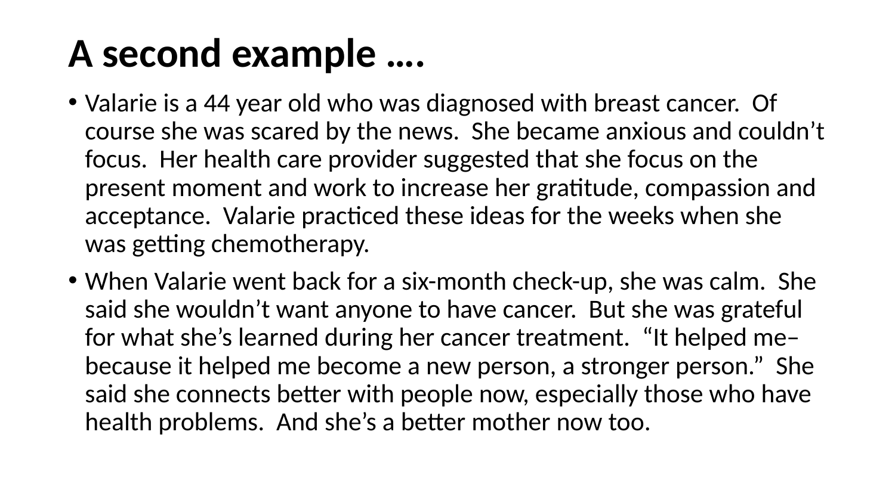# A second example ….

- Valarie is a 44 year old who was diagnosed with breast cancer. Of course she was scared by the news. She became anxious and couldn't focus. Her health care provider suggested that she focus on the present moment and work to increase her gratitude, compassion and acceptance. Valarie practiced these ideas for the weeks when she was getting chemotherapy.
- When Valarie went back for a six-month check-up, she was calm. She said she wouldn't want anyone to have cancer. But she was grateful for what she's learned during her cancer treatment. "It helped me– because it helped me become a new person, a stronger person." She said she connects better with people now, especially those who have health problems. And she's a better mother now too.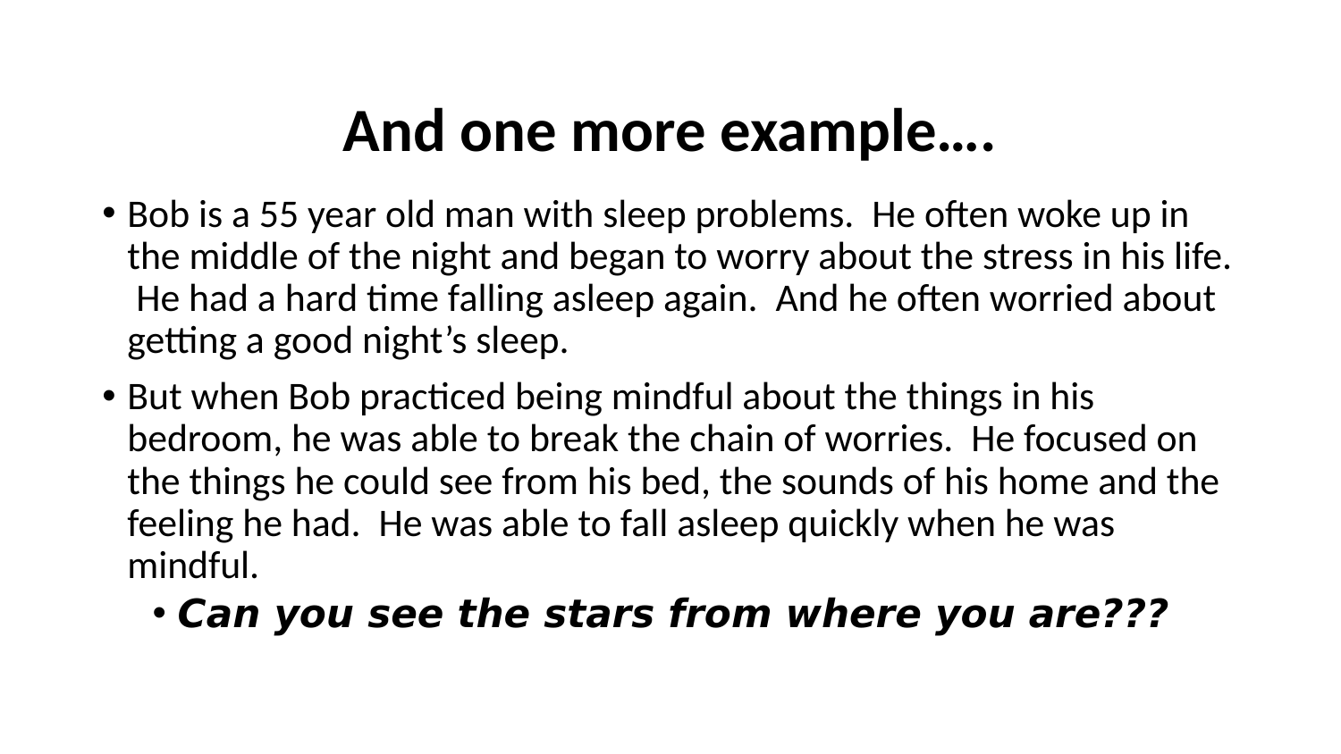# And one more example….

- Bob is a 55 year old man with sleep problems.  He often woke up in the middle of the night and began to worry about the stress in his life.  He had a hard time falling asleep again.  And he often worried about getting a good night's sleep.
- But when Bob practiced being mindful about the things in his bedroom, he was able to break the chain of worries.  He focused on the things he could see from his bed, the sounds of his home and the feeling he had.  He was able to fall asleep quickly when he was mindful.
  - ***Can you see the stars from where you are???***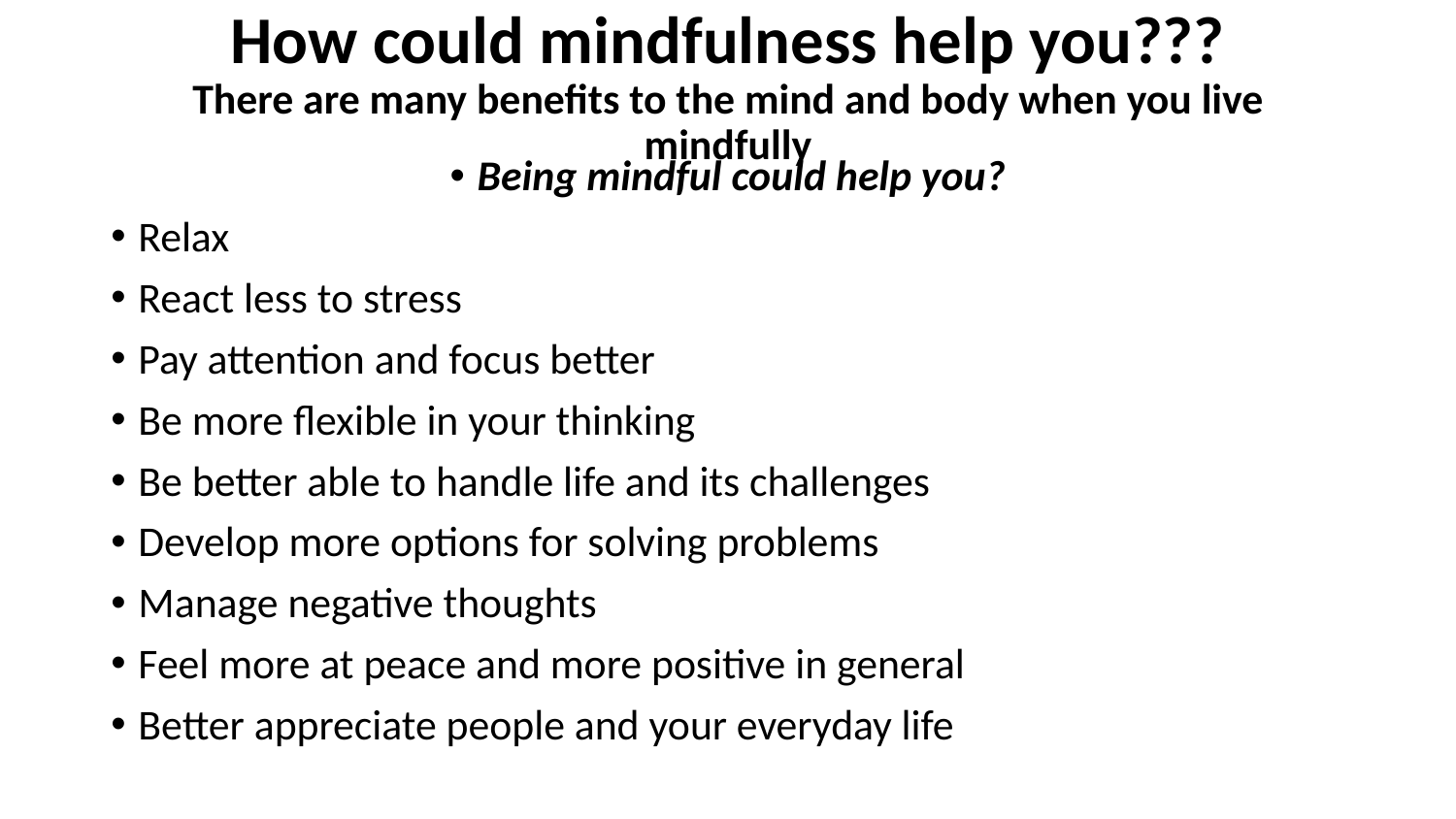# How could mindfulness help you???

## There are many benefits to the mind and body when you live mindfully

- ***Being mindful could help you?***

- Relax
- React less to stress
- Pay attention and focus better
- Be more flexible in your thinking
- Be better able to handle life and its challenges
- Develop more options for solving problems
- Manage negative thoughts
- Feel more at peace and more positive in general
- Better appreciate people and your everyday life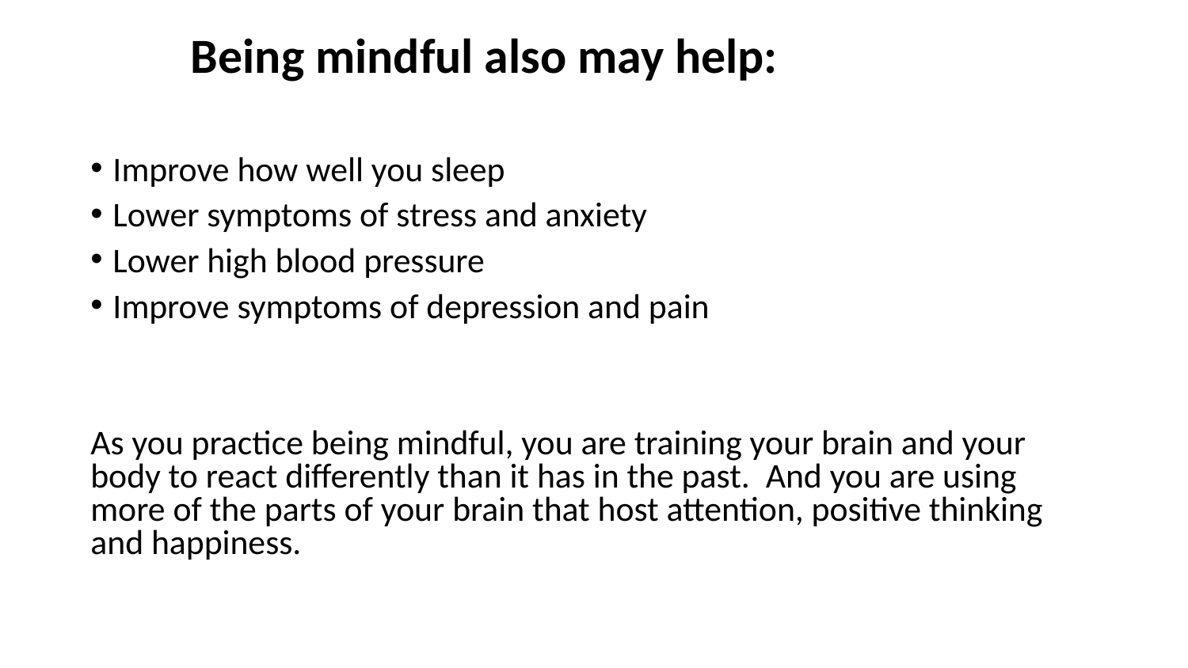# Being mindful also may help:

- Improve how well you sleep
- Lower symptoms of stress and anxiety
- Lower high blood pressure
- Improve symptoms of depression and pain

As you practice being mindful, you are training your brain and your body to react differently than it has in the past. And you are using more of the parts of your brain that host attention, positive thinking and happiness.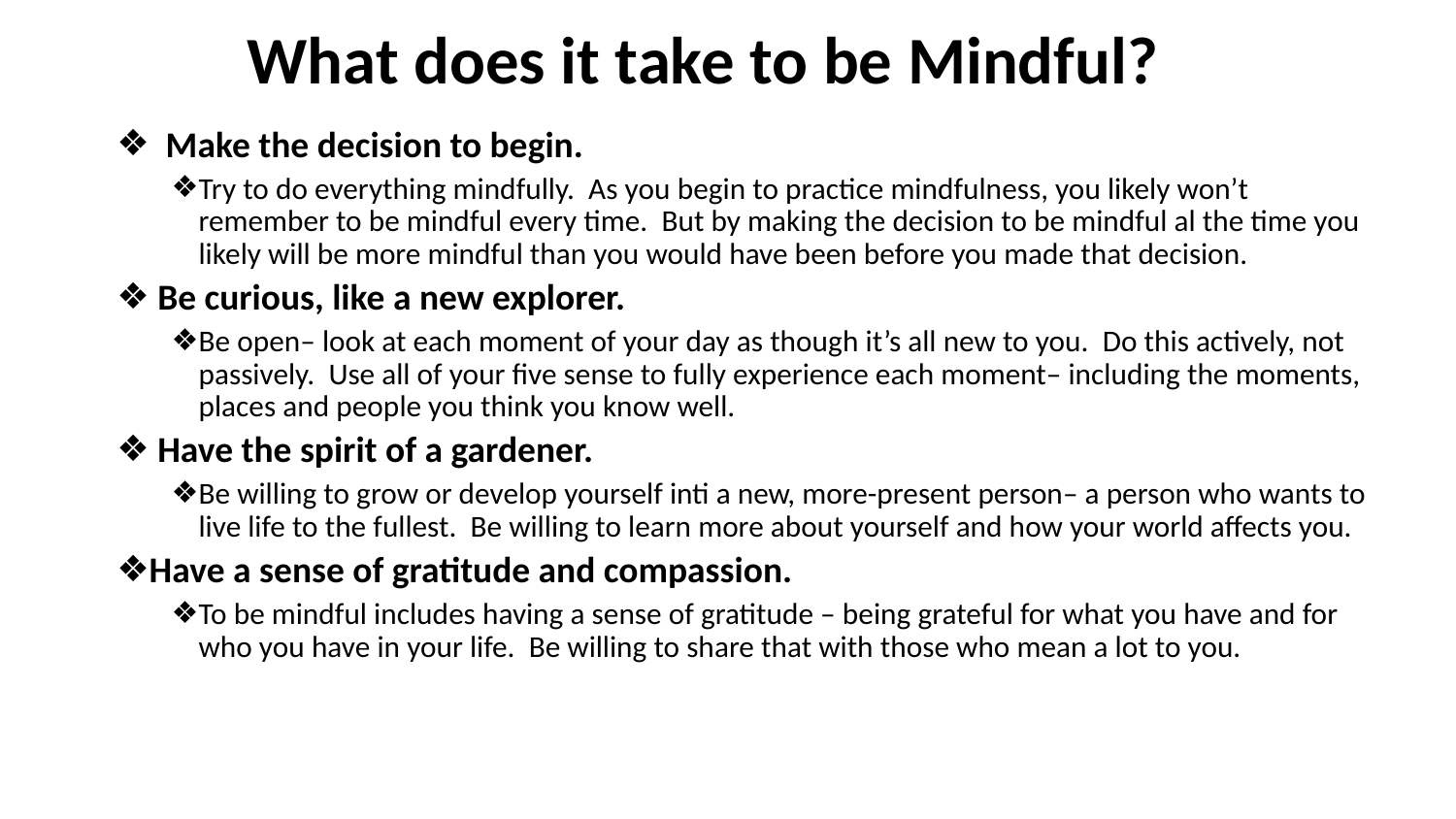# What does it take to be Mindful?

- **Make the decision to begin.**
  - Try to do everything mindfully. As you begin to practice mindfulness, you likely won't remember to be mindful every time. But by making the decision to be mindful al the time you likely will be more mindful than you would have been before you made that decision.
- **Be curious, like a new explorer.**
  - Be open– look at each moment of your day as though it's all new to you. Do this actively, not passively. Use all of your five sense to fully experience each moment– including the moments, places and people you think you know well.
- **Have the spirit of a gardener.**
  - Be willing to grow or develop yourself inti a new, more-present person– a person who wants to live life to the fullest. Be willing to learn more about yourself and how your world affects you.
- **Have a sense of gratitude and compassion.**
  - To be mindful includes having a sense of gratitude – being grateful for what you have and for who you have in your life. Be willing to share that with those who mean a lot to you.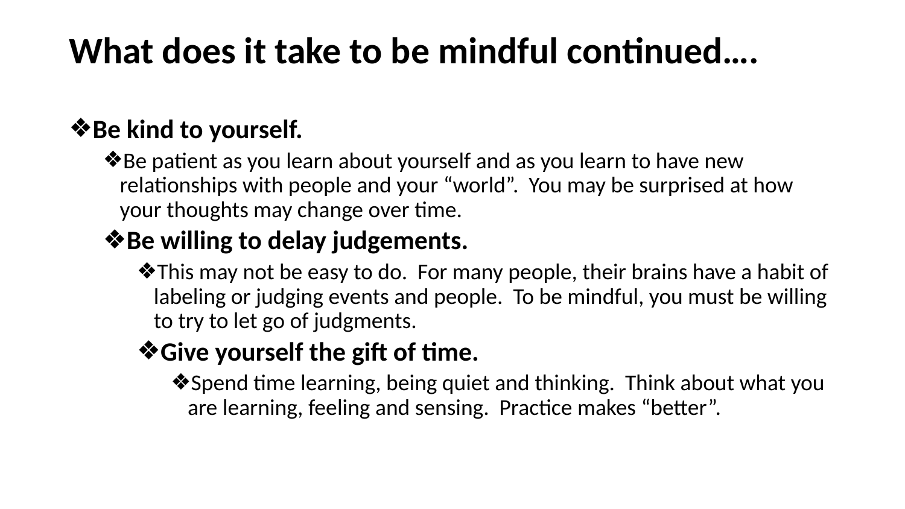# What does it take to be mindful continued….

- **Be kind to yourself.**
  - Be patient as you learn about yourself and as you learn to have new relationships with people and your "world". You may be surprised at how your thoughts may change over time.
  - **Be willing to delay judgements.**
    - This may not be easy to do. For many people, their brains have a habit of labeling or judging events and people. To be mindful, you must be willing to try to let go of judgments.
    - **Give yourself the gift of time.**
      - Spend time learning, being quiet and thinking. Think about what you are learning, feeling and sensing. Practice makes "better".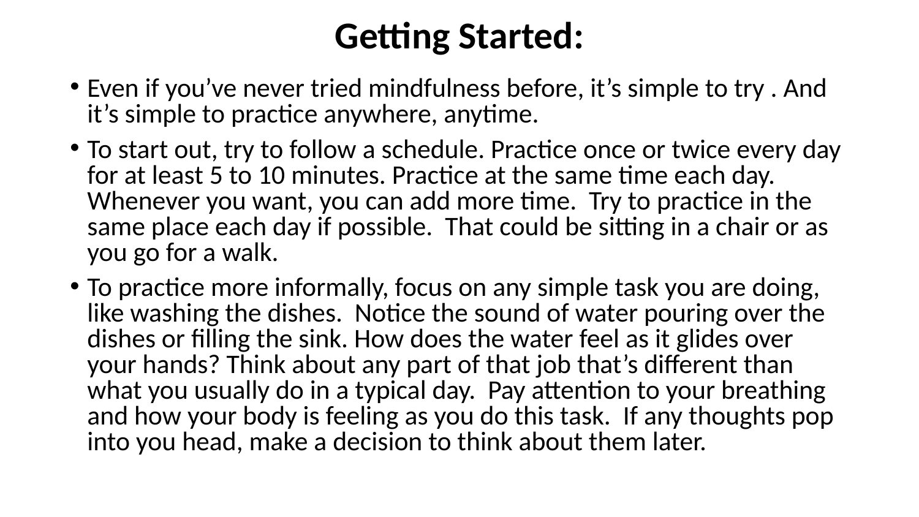# Getting Started:

- Even if you've never tried mindfulness before, it's simple to try . And it's simple to practice anywhere, anytime.
- To start out, try to follow a schedule. Practice once or twice every day for at least 5 to 10 minutes. Practice at the same time each day. Whenever you want, you can add more time. Try to practice in the same place each day if possible. That could be sitting in a chair or as you go for a walk.
- To practice more informally, focus on any simple task you are doing, like washing the dishes. Notice the sound of water pouring over the dishes or filling the sink. How does the water feel as it glides over your hands? Think about any part of that job that's different than what you usually do in a typical day. Pay attention to your breathing and how your body is feeling as you do this task. If any thoughts pop into you head, make a decision to think about them later.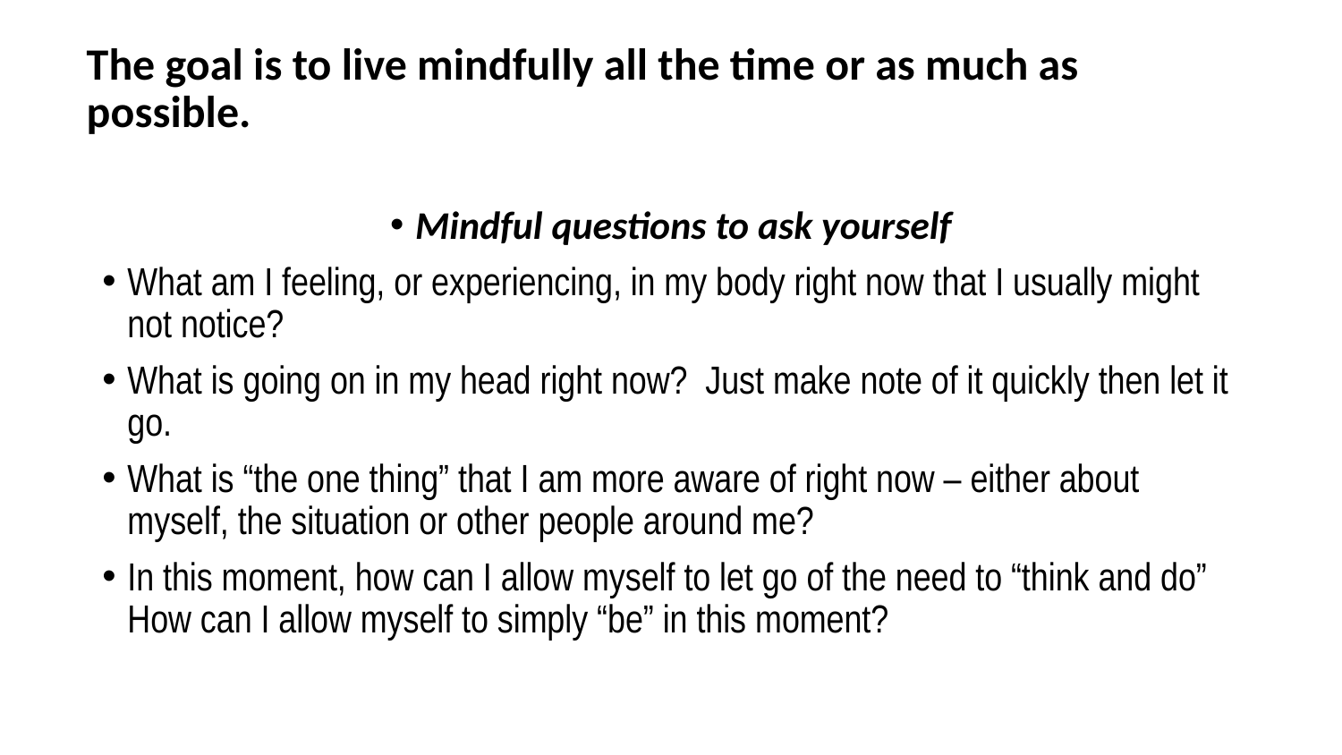# The goal is to live mindfully all the time or as much as possible.

- ***Mindful questions to ask yourself***

- What am I feeling, or experiencing, in my body right now that I usually might not notice?
- What is going on in my head right now?  Just make note of it quickly then let it go.
- What is "the one thing" that I am more aware of right now – either about myself, the situation or other people around me?
- In this moment, how can I allow myself to let go of the need to "think and do" How can I allow myself to simply "be" in this moment?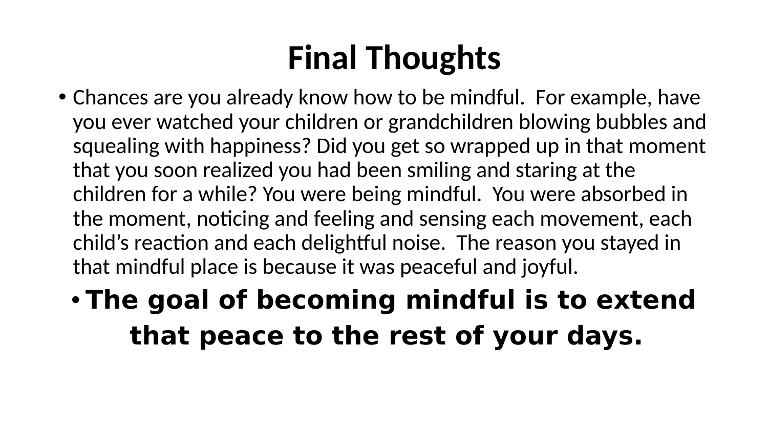# Final Thoughts

- Chances are you already know how to be mindful. For example, have you ever watched your children or grandchildren blowing bubbles and squealing with happiness? Did you get so wrapped up in that moment that you soon realized you had been smiling and staring at the children for a while? You were being mindful. You were absorbed in the moment, noticing and feeling and sensing each movement, each child's reaction and each delightful noise. The reason you stayed in that mindful place is because it was peaceful and joyful.
- **The goal of becoming mindful is to extend that peace to the rest of your days.**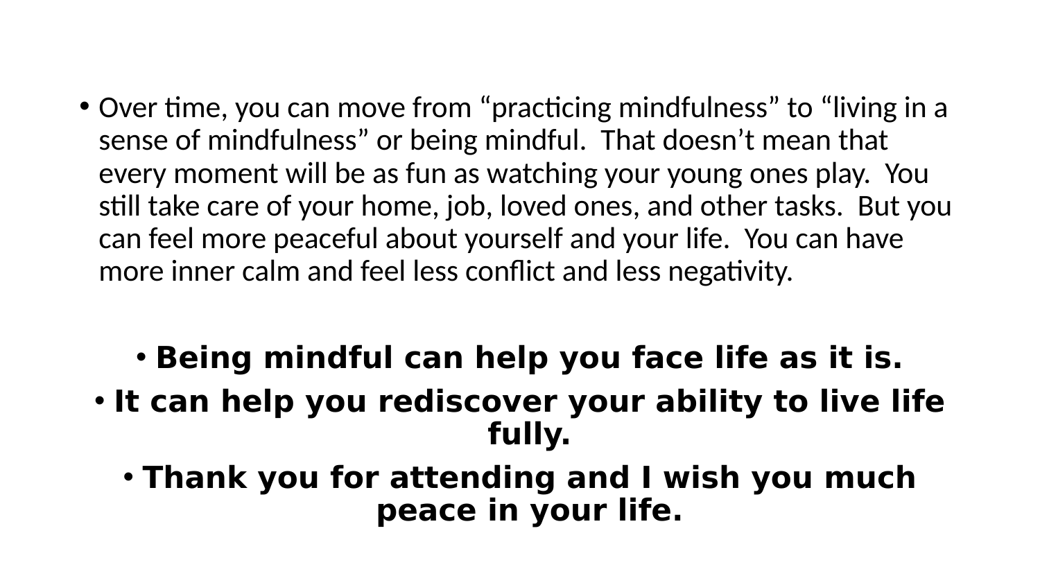- Over time, you can move from “practicing mindfulness” to “living in a sense of mindfulness” or being mindful. That doesn’t mean that every moment will be as fun as watching your young ones play. You still take care of your home, job, loved ones, and other tasks. But you can feel more peaceful about yourself and your life. You can have more inner calm and feel less conflict and less negativity.

- **Being mindful can help you face life as it is.**
- **It can help you rediscover your ability to live life fully.**
- **Thank you for attending and I wish you much peace in your life.**